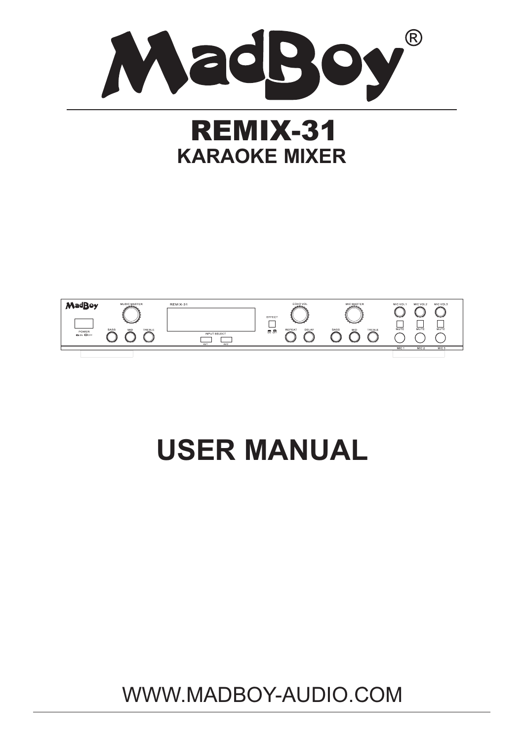# MadBoy®

# REMIX-31

## KARAOKE MIXER

# USER MANUAL

WWW.MADBOY-AUDIO.COM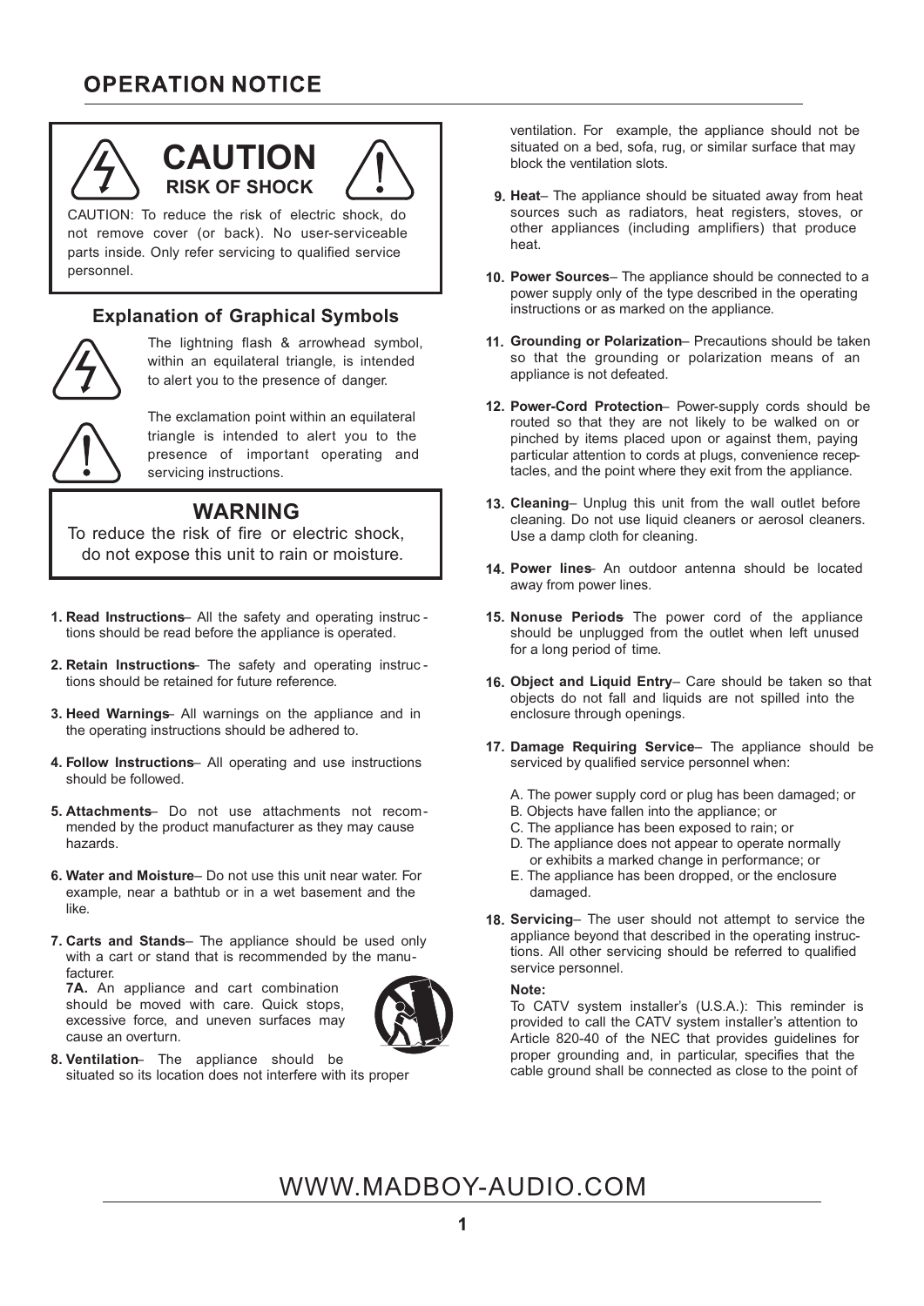## OPERATION NOTICE

**CAUTION**
**RISK OF SHOCK**

CAUTION: To reduce the risk of electric shock, do not remove cover (or back). No user-serviceable parts inside. Only refer servicing to qualified service personnel.

### Explanation of Graphical Symbols

The lightning flash & arrowhead symbol, within an equilateral triangle, is intended to alert you to the presence of danger.

The exclamation point within an equilateral triangle is intended to alert you to the presence of important operating and servicing instructions.

**WARNING**

To reduce the risk of fire or electric shock, do not expose this unit to rain or moisture.

1. **Read Instructions**– All the safety and operating instructions should be read before the appliance is operated.
2. **Retain Instructions**– The safety and operating instructions should be retained for future reference.
3. **Heed Warnings**– All warnings on the appliance and in the operating instructions should be adhered to.
4. **Follow Instructions**– All operating and use instructions should be followed.
5. **Attachments**– Do not use attachments not recommended by the product manufacturer as they may cause hazards.
6. **Water and Moisture**– Do not use this unit near water. For example, near a bathtub or in a wet basement and the like.
7. **Carts and Stands**– The appliance should be used only with a cart or stand that is recommended by the manufacturer.
   **7A.** An appliance and cart combination should be moved with care. Quick stops, excessive force, and uneven surfaces may cause an overturn.
8. **Ventilation**– The appliance should be situated so its location does not interfere with its proper ventilation. For example, the appliance should not be situated on a bed, sofa, rug, or similar surface that may block the ventilation slots.
9. **Heat**– The appliance should be situated away from heat sources such as radiators, heat registers, stoves, or other appliances (including amplifiers) that produce heat.
10. **Power Sources**– The appliance should be connected to a power supply only of the type described in the operating instructions or as marked on the appliance.
11. **Grounding or Polarization**– Precautions should be taken so that the grounding or polarization means of an appliance is not defeated.
12. **Power-Cord Protection**– Power-supply cords should be routed so that they are not likely to be walked on or pinched by items placed upon or against them, paying particular attention to cords at plugs, convenience receptacles, and the point where they exit from the appliance.
13. **Cleaning**– Unplug this unit from the wall outlet before cleaning. Do not use liquid cleaners or aerosol cleaners. Use a damp cloth for cleaning.
14. **Power lines**– An outdoor antenna should be located away from power lines.
15. **Nonuse Periods**– The power cord of the appliance should be unplugged from the outlet when left unused for a long period of time.
16. **Object and Liquid Entry**– Care should be taken so that objects do not fall and liquids are not spilled into the enclosure through openings.
17. **Damage Requiring Service**– The appliance should be serviced by qualified service personnel when:
    A. The power supply cord or plug has been damaged; or
    B. Objects have fallen into the appliance; or
    C. The appliance has been exposed to rain; or
    D. The appliance does not appear to operate normally or exhibits a marked change in performance; or
    E. The appliance has been dropped, or the enclosure damaged.
18. **Servicing**– The user should not attempt to service the appliance beyond that described in the operating instructions. All other servicing should be referred to qualified service personnel.

**Note:**

To CATV system installer's (U.S.A.): This reminder is provided to call the CATV system installer's attention to Article 820-40 of the NEC that provides guidelines for proper grounding and, in particular, specifies that the cable ground shall be connected as close to the point of

WWW.MADBOY-AUDIO.COM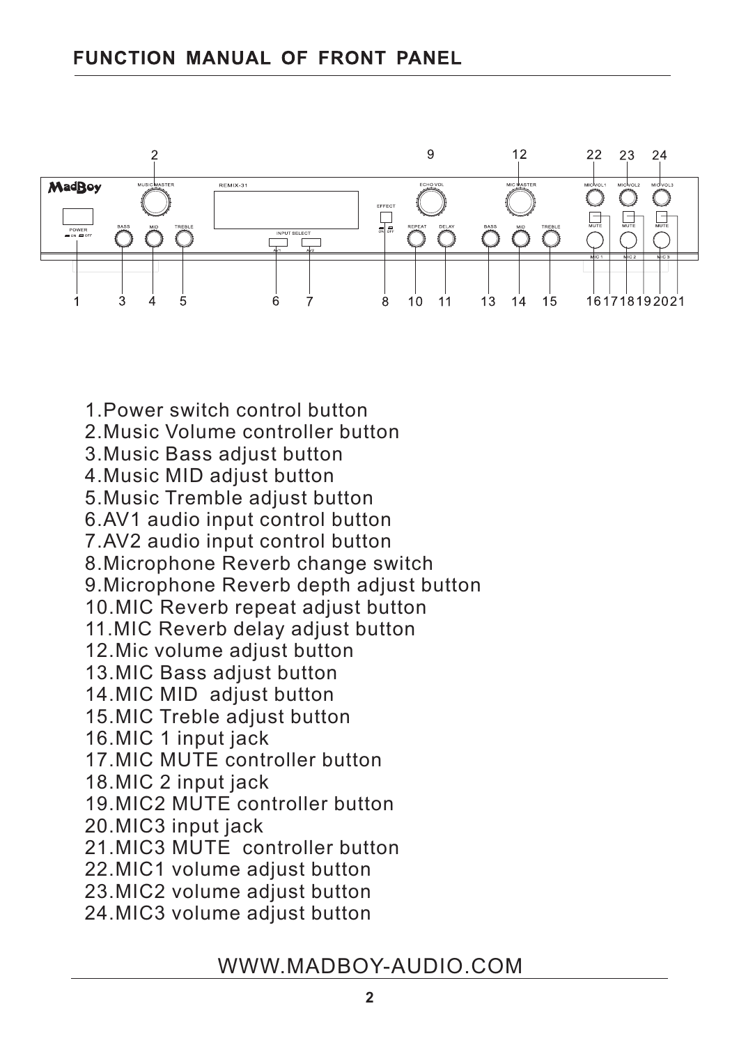## FUNCTION MANUAL OF FRONT PANEL

1. Power switch control button
2. Music Volume controller button
3. Music Bass adjust button
4. Music MID adjust button
5. Music Tremble adjust button
6. AV1 audio input control button
7. AV2 audio input control button
8. Microphone Reverb change switch
9. Microphone Reverb depth adjust button
10. MIC Reverb repeat adjust button
11. MIC Reverb delay adjust button
12. Mic volume adjust button
13. MIC Bass adjust button
14. MIC MID adjust button
15. MIC Treble adjust button
16. MIC 1 input jack
17. MIC MUTE controller button
18. MIC 2 input jack
19. MIC2 MUTE controller button
20. MIC3 input jack
21. MIC3 MUTE controller button
22. MIC1 volume adjust button
23. MIC2 volume adjust button
24. MIC3 volume adjust button

WWW.MADBOY-AUDIO.COM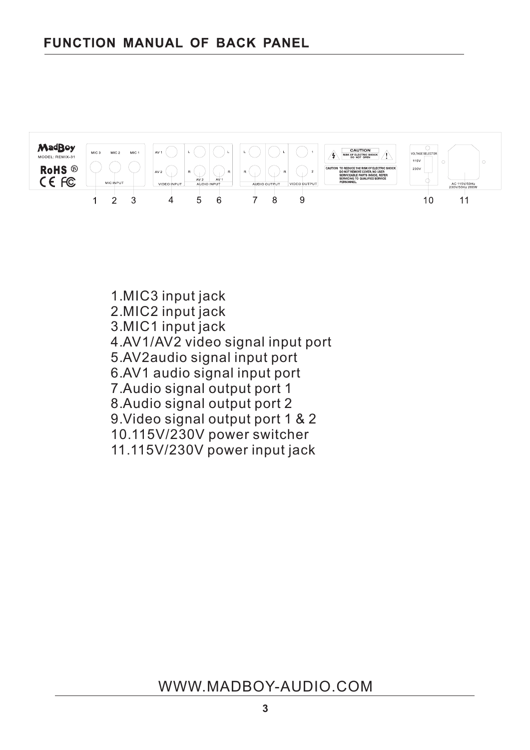## FUNCTION MANUAL OF BACK PANEL

1.MIC3 input jack
2.MIC2 input jack
3.MIC1 input jack
4.AV1/AV2 video signal input port
5.AV2audio signal input port
6.AV1 audio signal input port
7.Audio signal output port 1
8.Audio signal output port 2
9.Video signal output port 1 & 2
10.115V/230V power switcher
11.115V/230V power input jack

WWW.MADBOY-AUDIO.COM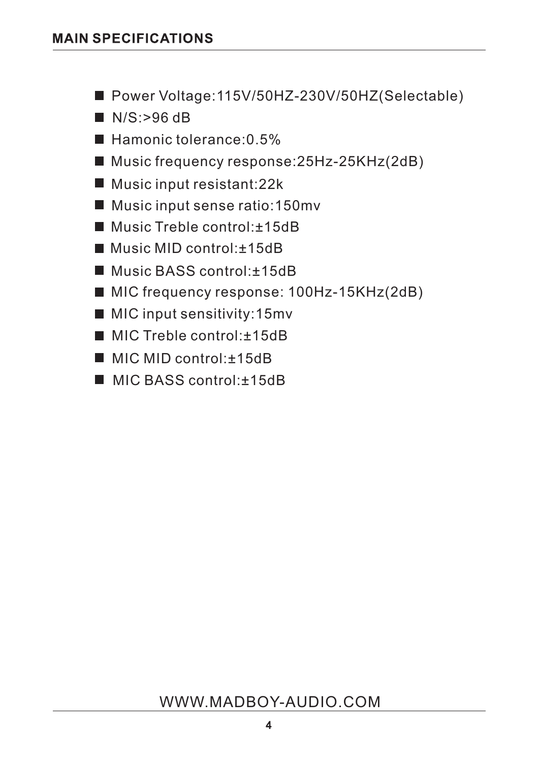## MAIN SPECIFICATIONS

- Power Voltage:115V/50HZ-230V/50HZ(Selectable)
- N/S:>96 dB
- Hamonic tolerance:0.5%
- Music frequency response:25Hz-25KHz(2dB)
- Music input resistant:22k
- Music input sense ratio:150mv
- Music Treble control:±15dB
- Music MID control:±15dB
- Music BASS control:±15dB
- MIC frequency response: 100Hz-15KHz(2dB)
- MIC input sensitivity:15mv
- MIC Treble control:±15dB
- MIC MID control:±15dB
- MIC BASS control:±15dB

WWW.MADBOY-AUDIO.COM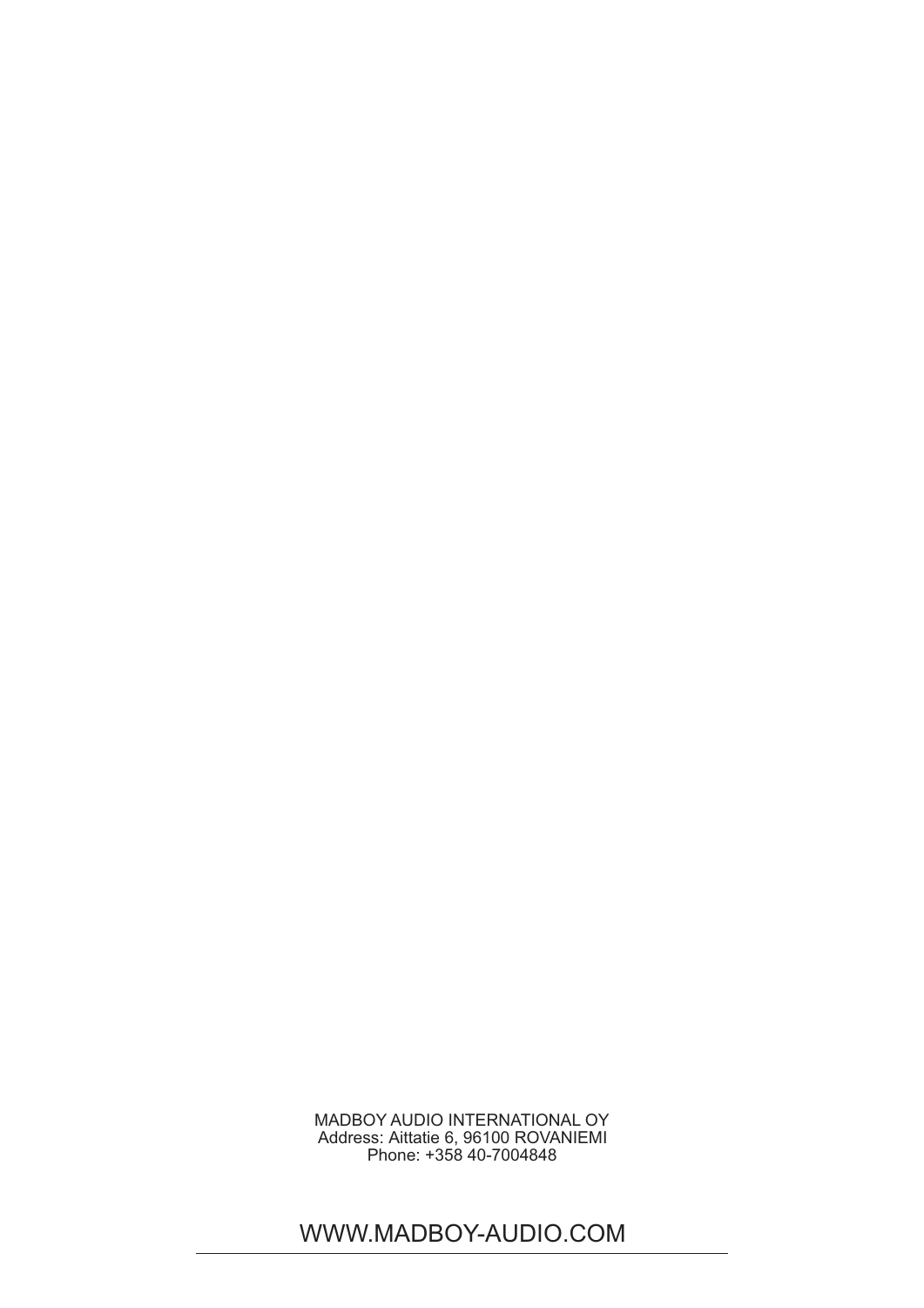MADBOY AUDIO INTERNATIONAL OY
Address: Aittatie 6, 96100 ROVANIEMI
Phone: +358 40-7004848

WWW.MADBOY-AUDIO.COM